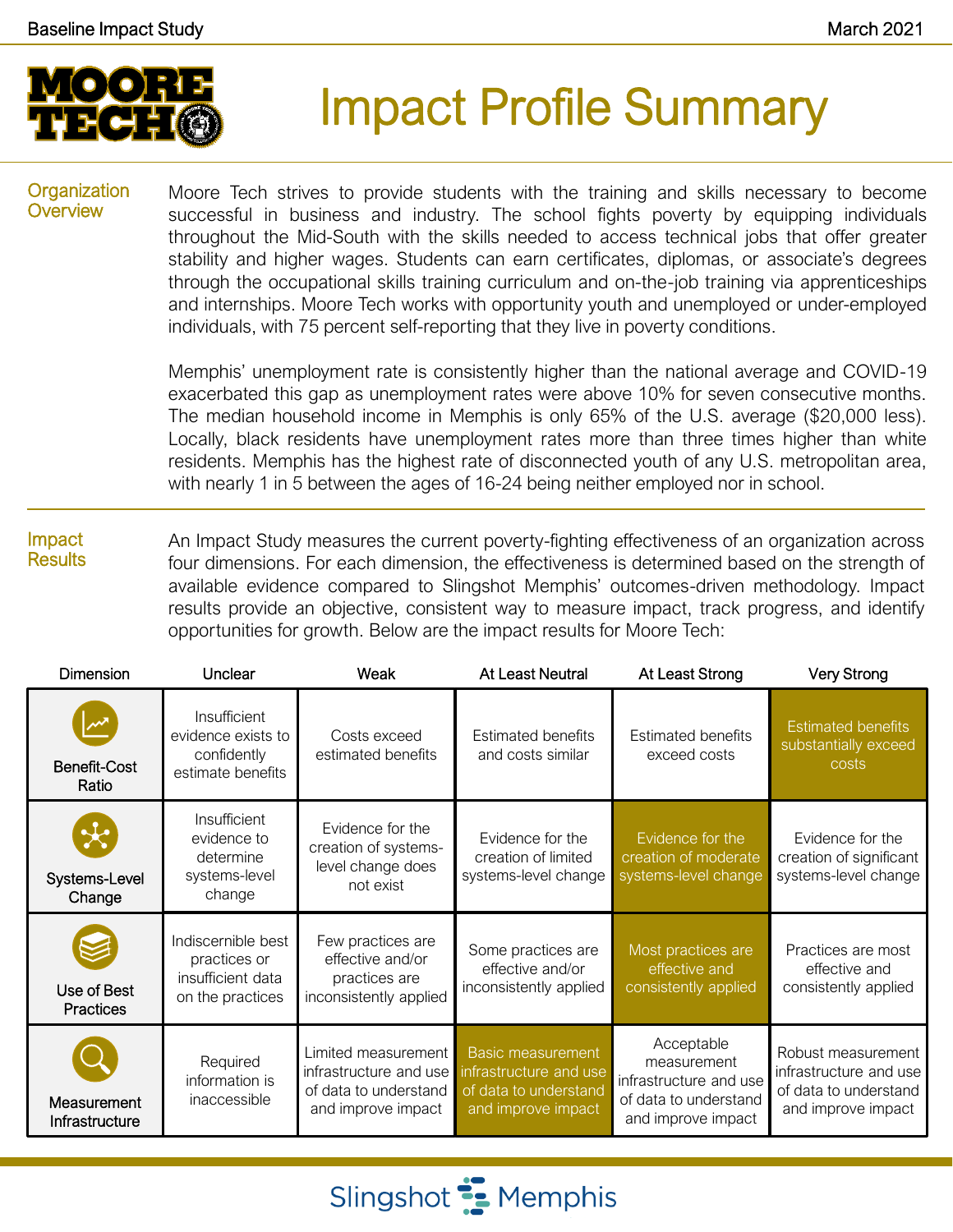# Impact Profile Summary

## Organization Overview

Moore Tech strives to provide students with the training and skills necessary to become successful in business and industry. The school fights poverty by equipping individuals throughout the Mid-South with the skills needed to access technical jobs that offer greater stability and higher wages. Students can earn certificates, diplomas, or associate's degrees through the occupational skills training curriculum and on-the-job training via apprenticeships and internships. Moore Tech works with opportunity youth and unemployed or under-employed individuals, with 75 percent self-reporting that they live in poverty conditions.

Memphis' unemployment rate is consistently higher than the national average and COVID-19 exacerbated this gap as unemployment rates were above 10% for seven consecutive months. The median household income in Memphis is only 65% of the U.S. average ($20,000 less). Locally, black residents have unemployment rates more than three times higher than white residents. Memphis has the highest rate of disconnected youth of any U.S. metropolitan area, with nearly 1 in 5 between the ages of 16-24 being neither employed nor in school.

## Impact Results

An Impact Study measures the current poverty-fighting effectiveness of an organization across four dimensions. For each dimension, the effectiveness is determined based on the strength of available evidence compared to Slingshot Memphis' outcomes-driven methodology. Impact results provide an objective, consistent way to measure impact, track progress, and identify opportunities for growth. Below are the impact results for Moore Tech:

| Dimension | Unclear | Weak | At Least Neutral | At Least Strong | Very Strong |
|---|---|---|---|---|---|
| Benefit-Cost Ratio | Insufficient evidence exists to confidently estimate benefits | Costs exceed estimated benefits | Estimated benefits and costs similar | Estimated benefits exceed costs | **Estimated benefits substantially exceed costs** |
| Systems-Level Change | Insufficient evidence to determine systems-level change | Evidence for the creation of systems-level change does not exist | Evidence for the creation of limited systems-level change | **Evidence for the creation of moderate systems-level change** | Evidence for the creation of significant systems-level change |
| Use of Best Practices | Indiscernible best practices or insufficient data on the practices | Few practices are effective and/or practices are inconsistently applied | Some practices are effective and/or inconsistently applied | **Most practices are effective and consistently applied** | Practices are most effective and consistently applied |
| Measurement Infrastructure | Required information is inaccessible | Limited measurement infrastructure and use of data to understand and improve impact | **Basic measurement infrastructure and use of data to understand and improve impact** | Acceptable measurement infrastructure and use of data to understand and improve impact | Robust measurement infrastructure and use of data to understand and improve impact |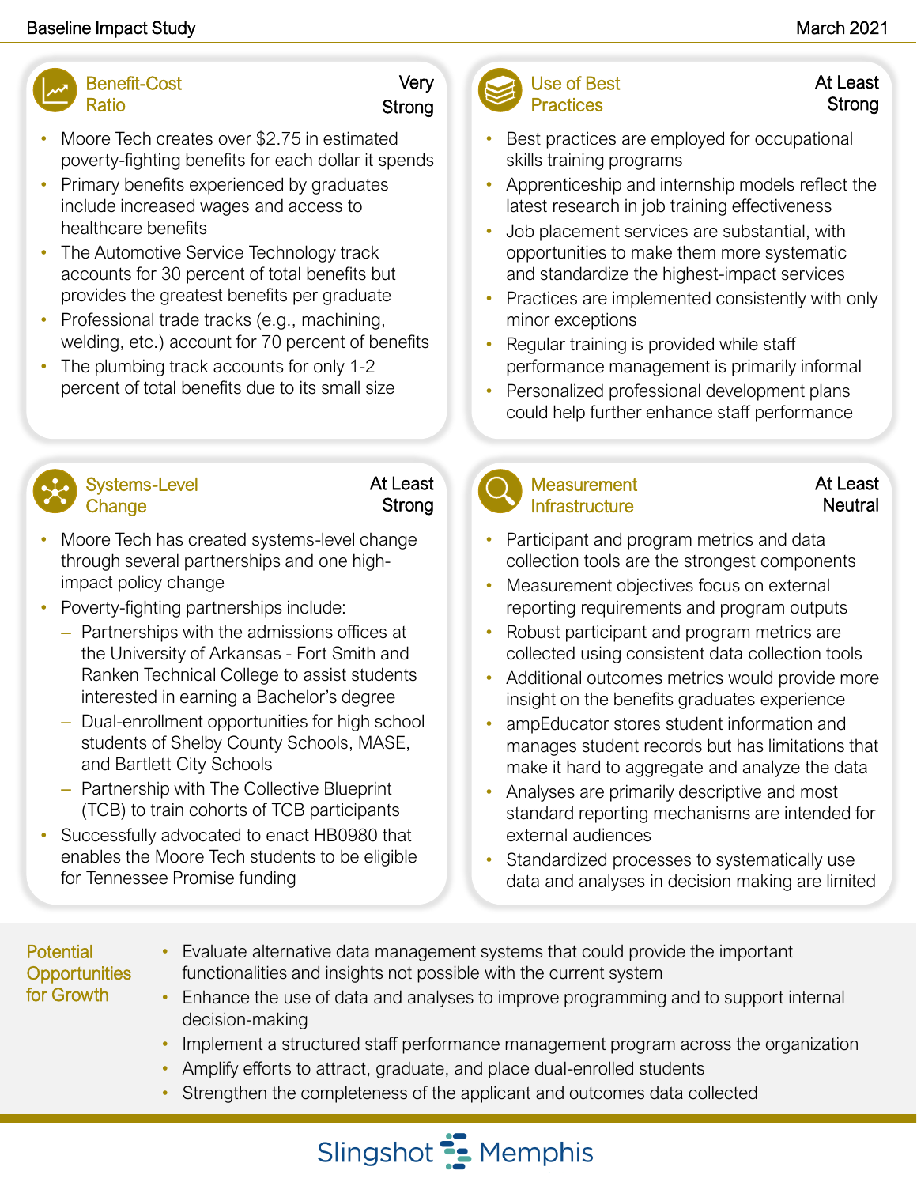## Benefit-Cost Ratio

**Very Strong**

- Moore Tech creates over $2.75 in estimated poverty-fighting benefits for each dollar it spends
- Primary benefits experienced by graduates include increased wages and access to healthcare benefits
- The Automotive Service Technology track accounts for 30 percent of total benefits but provides the greatest benefits per graduate
- Professional trade tracks (e.g., machining, welding, etc.) account for 70 percent of benefits
- The plumbing track accounts for only 1-2 percent of total benefits due to its small size

## Use of Best Practices

**At Least Strong**

- Best practices are employed for occupational skills training programs
- Apprenticeship and internship models reflect the latest research in job training effectiveness
- Job placement services are substantial, with opportunities to make them more systematic and standardize the highest-impact services
- Practices are implemented consistently with only minor exceptions
- Regular training is provided while staff performance management is primarily informal
- Personalized professional development plans could help further enhance staff performance

## Systems-Level Change

**At Least Strong**

- Moore Tech has created systems-level change through several partnerships and one high-impact policy change
- Poverty-fighting partnerships include:
  - Partnerships with the admissions offices at the University of Arkansas - Fort Smith and Ranken Technical College to assist students interested in earning a Bachelor's degree
  - Dual-enrollment opportunities for high school students of Shelby County Schools, MASE, and Bartlett City Schools
  - Partnership with The Collective Blueprint (TCB) to train cohorts of TCB participants
- Successfully advocated to enact HB0980 that enables the Moore Tech students to be eligible for Tennessee Promise funding

## Measurement Infrastructure

**At Least Neutral**

- Participant and program metrics and data collection tools are the strongest components
- Measurement objectives focus on external reporting requirements and program outputs
- Robust participant and program metrics are collected using consistent data collection tools
- Additional outcomes metrics would provide more insight on the benefits graduates experience
- ampEducator stores student information and manages student records but has limitations that make it hard to aggregate and analyze the data
- Analyses are primarily descriptive and most standard reporting mechanisms are intended for external audiences
- Standardized processes to systematically use data and analyses in decision making are limited

## Potential Opportunities for Growth

- Evaluate alternative data management systems that could provide the important functionalities and insights not possible with the current system
- Enhance the use of data and analyses to improve programming and to support internal decision-making
- Implement a structured staff performance management program across the organization
- Amplify efforts to attract, graduate, and place dual-enrolled students
- Strengthen the completeness of the applicant and outcomes data collected

Slingshot Memphis